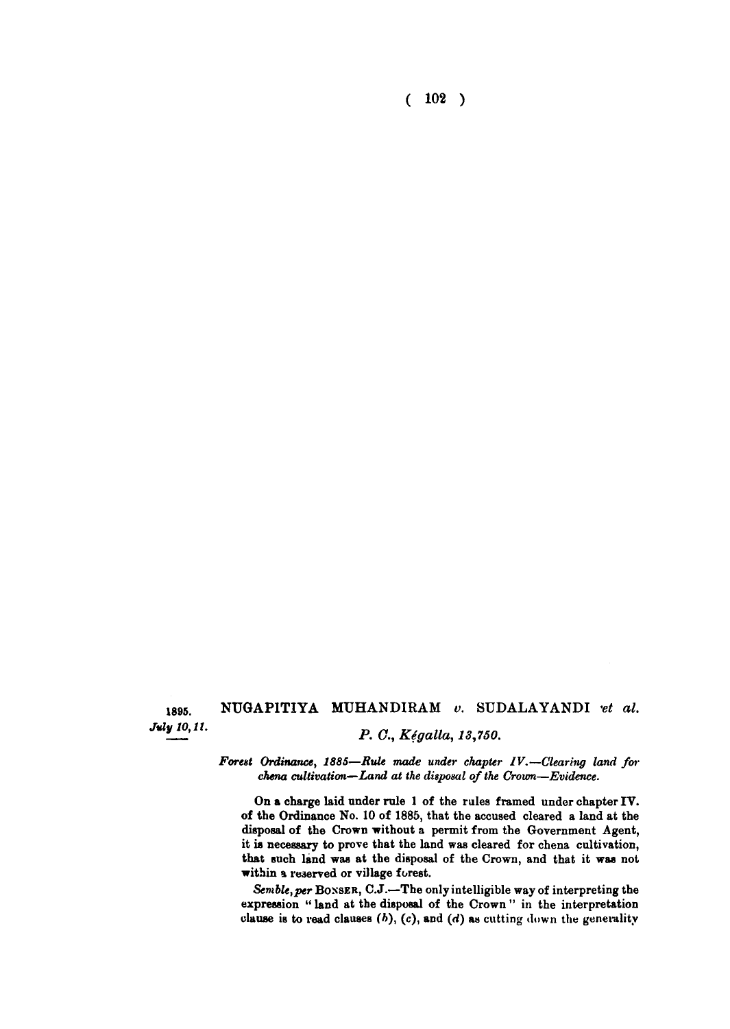1895.
*July 10, 11.*

## NUGAPITIYA MUHANDIRAM *v.* SUDALAYANDI *et al.*

*P. C., Kégalla, 13,750.*

*Forest Ordinance, 1885—Rule made under chapter IV.—Clearing land for chena cultivation—Land at the disposal of the Crown—Evidence.*

On a charge laid under rule 1 of the rules framed under chapter IV. of the Ordinance No. 10 of 1885, that the accused cleared a land at the disposal of the Crown without a permit from the Government Agent, it is necessary to prove that the land was cleared for chena cultivation, that such land was at the disposal of the Crown, and that it was not within a reserved or village forest.

*Semble, per* BONSER, C.J.—The only intelligible way of interpreting the expression "land at the disposal of the Crown" in the interpretation clause is to read clauses (*b*), (*c*), and (*d*) as cutting down the generality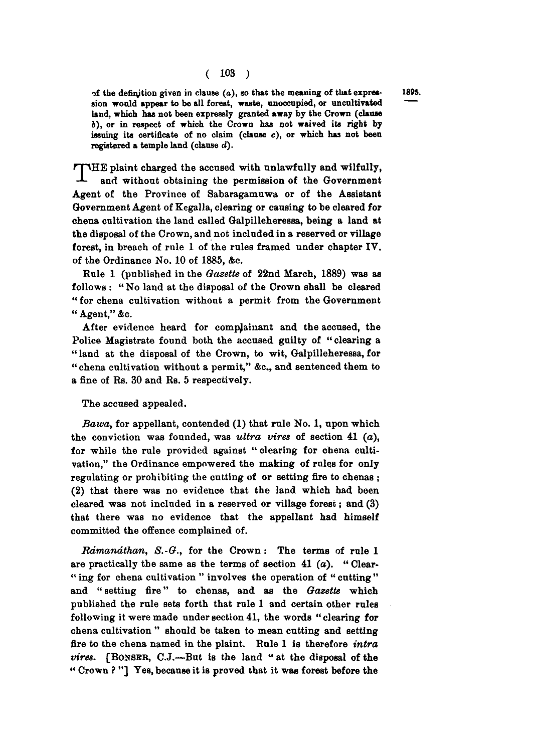of the definition given in clause (*a*), so that the meaning of that expression would appear to be all forest, waste, unoccupied, or uncultivated land, which has not been expressly granted away by the Crown (clause *b*), or in respect of which the Crown has not waived its right by issuing its certificate of no claim (clause *c*), or which has not been registered a temple land (clause *d*).

1895.

THE plaint charged the accused with unlawfully and wilfully, and without obtaining the permission of the Government Agent of the Province of Sabaragamuwa or of the Assistant Government Agent of Kegalla, clearing or causing to be cleared for chena cultivation the land called Galpilleheressa, being a land at the disposal of the Crown, and not included in a reserved or village forest, in breach of rule 1 of the rules framed under chapter IV. of the Ordinance No. 10 of 1885, &c.

Rule 1 (published in the *Gazette* of 22nd March, 1889) was as follows: "No land at the disposal of the Crown shall be cleared "for chena cultivation without a permit from the Government "Agent," &c.

After evidence heard for complainant and the accused, the Police Magistrate found both the accused guilty of "clearing a "land at the disposal of the Crown, to wit, Galpilleheressa, for "chena cultivation without a permit," &c., and sentenced them to a fine of Rs. 30 and Rs. 5 respectively.

The accused appealed.

*Bawa*, for appellant, contended (1) that rule No. 1, upon which the conviction was founded, was *ultra vires* of section 41 (*a*), for while the rule provided against "clearing for chena cultivation," the Ordinance empowered the making of rules for only regulating or prohibiting the cutting of or setting fire to chenas; (2) that there was no evidence that the land which had been cleared was not included in a reserved or village forest; and (3) that there was no evidence that the appellant had himself committed the offence complained of.

*Rámanáthan, S.-G.*, for the Crown: The terms of rule 1 are practically the same as the terms of section 41 (*a*). "Clear-"ing for chena cultivation" involves the operation of "cutting" and "setting fire" to chenas, and as the *Gazette* which published the rule sets forth that rule 1 and certain other rules following it were made under section 41, the words "clearing for chena cultivation" should be taken to mean cutting and setting fire to the chena named in the plaint. Rule 1 is therefore *intra vires*. [BONSER, C.J.—But is the land "at the disposal of the "Crown?"] Yes, because it is proved that it was forest before the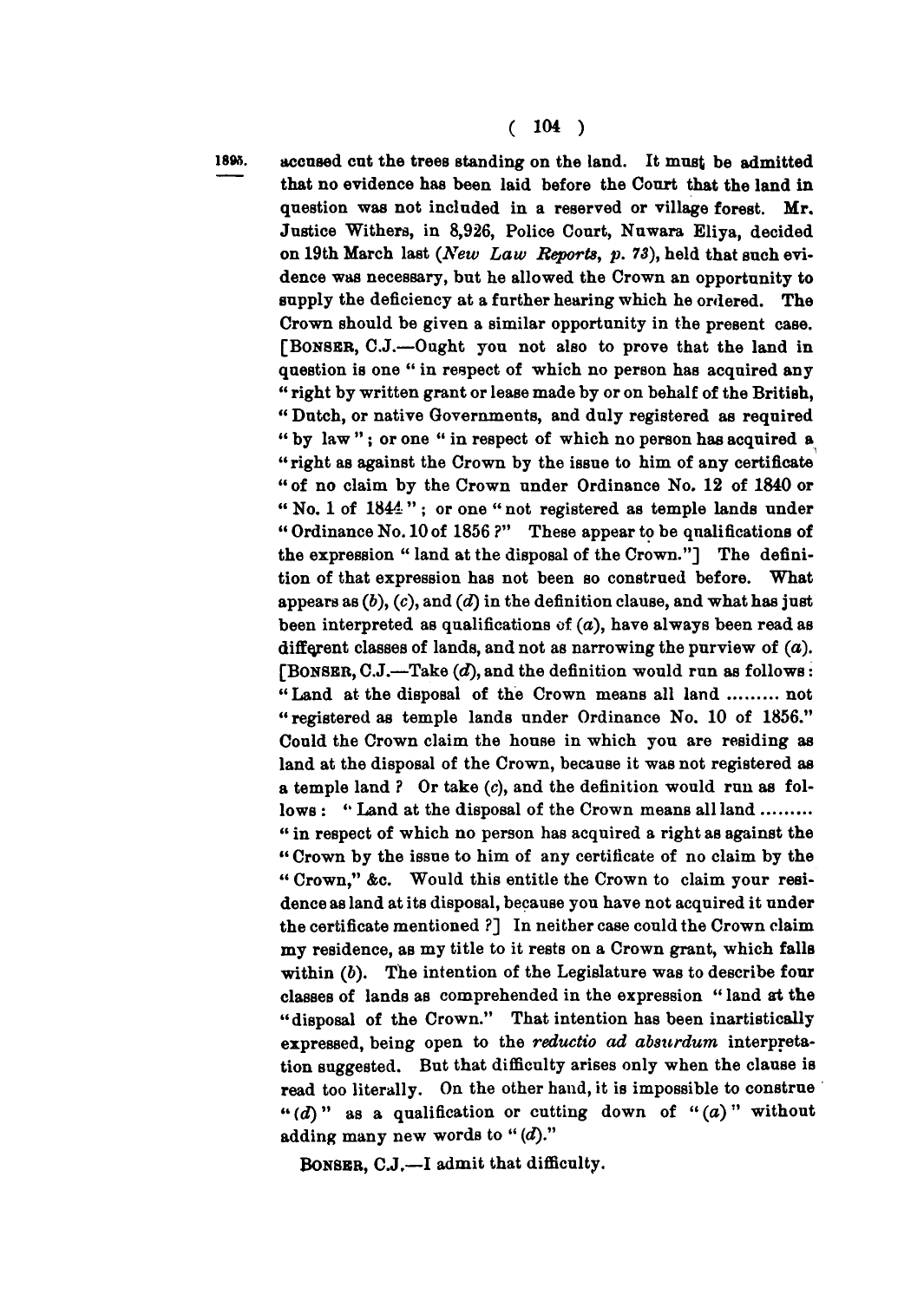1895.

accused cut the trees standing on the land. It must be admitted that no evidence has been laid before the Court that the land in question was not included in a reserved or village forest. Mr. Justice Withers, in 8,926, Police Court, Nuwara Eliya, decided on 19th March last (*New Law Reports, p. 73*), held that such evidence was necessary, but he allowed the Crown an opportunity to supply the deficiency at a further hearing which he ordered. The Crown should be given a similar opportunity in the present case. [BONSER, C.J.—Ought you not also to prove that the land in question is one " in respect of which no person has acquired any " right by written grant or lease made by or on behalf of the British, " Dutch, or native Governments, and duly registered as required " by law " ; or one " in respect of which no person has acquired a " right as against the Crown by the issue to him of any certificate " of no claim by the Crown under Ordinance No. 12 of 1840 or " No. 1 of 1844 " ; or one " not registered as temple lands under " Ordinance No. 10 of 1856 ?" These appear to be qualifications of the expression " land at the disposal of the Crown."] The definition of that expression has not been so construed before. What appears as (*b*), (*c*), and (*d*) in the definition clause, and what has just been interpreted as qualifications of (*a*), have always been read as different classes of lands, and not as narrowing the purview of (*a*). [BONSER, C.J.—Take (*d*), and the definition would run as follows: " Land at the disposal of the Crown means all land ......... not " registered as temple lands under Ordinance No. 10 of 1856." Could the Crown claim the house in which you are residing as land at the disposal of the Crown, because it was not registered as a temple land ? Or take (*c*), and the definition would run as follows : " Land at the disposal of the Crown means all land ......... " in respect of which no person has acquired a right as against the " Crown by the issue to him of any certificate of no claim by the " Crown," &c. Would this entitle the Crown to claim your residence as land at its disposal, because you have not acquired it under the certificate mentioned ?] In neither case could the Crown claim my residence, as my title to it rests on a Crown grant, which falls within (*b*). The intention of the Legislature was to describe four classes of lands as comprehended in the expression " land at the " disposal of the Crown." That intention has been inartistically expressed, being open to the *reductio ad absurdum* interpretation suggested. But that difficulty arises only when the clause is read too literally. On the other hand, it is impossible to construe " (*d*) " as a qualification or cutting down of " (*a*) " without adding many new words to " (*d*)."

BONSER, C.J.—I admit that difficulty.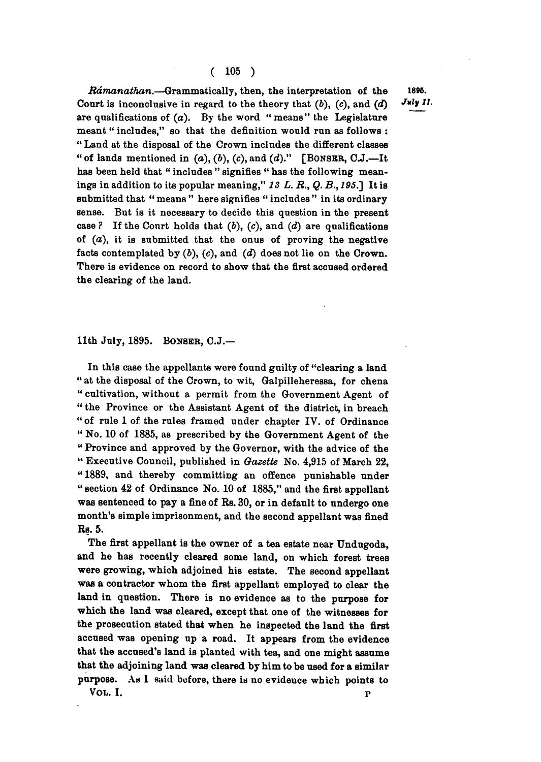*Rámanathan.*—Grammatically, then, the interpretation of the Court is inconclusive in regard to the theory that (*b*), (*c*), and (*d*) are qualifications of (*a*). By the word "means" the Legislature meant "includes," so that the definition would run as follows: "Land at the disposal of the Crown includes the different classes "of lands mentioned in (*a*), (*b*), (*c*), and (*d*)." [BONSER, C.J.—It has been held that "includes" signifies "has the following meanings in addition to its popular meaning," *13 L. R., Q. B., 195.*] It is submitted that "means" here signifies "includes" in its ordinary sense. But is it necessary to decide this question in the present case? If the Court holds that (*b*), (*c*), and (*d*) are qualifications of (*a*), it is submitted that the onus of proving the negative facts contemplated by (*b*), (*c*), and (*d*) does not lie on the Crown. There is evidence on record to show that the first accused ordered the clearing of the land.

1895. *July 11.*

11th July, 1895. BONSER, C.J.—

In this case the appellants were found guilty of "clearing a land "at the disposal of the Crown, to wit, Galpilleheressa, for chena "cultivation, without a permit from the Government Agent of "the Province or the Assistant Agent of the district, in breach "of rule 1 of the rules framed under chapter IV. of Ordinance "No. 10 of 1885, as prescribed by the Government Agent of the "Province and approved by the Governor, with the advice of the "Executive Council, published in *Gazette* No. 4,915 of March 22, "1889, and thereby committing an offence punishable under "section 42 of Ordinance No. 10 of 1885," and the first appellant was sentenced to pay a fine of Rs. 30, or in default to undergo one month's simple imprisonment, and the second appellant was fined Rs. 5.

The first appellant is the owner of a tea estate near Undugoda, and he has recently cleared some land, on which forest trees were growing, which adjoined his estate. The second appellant was a contractor whom the first appellant employed to clear the land in question. There is no evidence as to the purpose for which the land was cleared, except that one of the witnesses for the prosecution stated that when he inspected the land the first accused was opening up a road. It appears from the evidence that the accused's land is planted with tea, and one might assume that the adjoining land was cleared by him to be used for a similar purpose. As I said before, there is no evidence which points to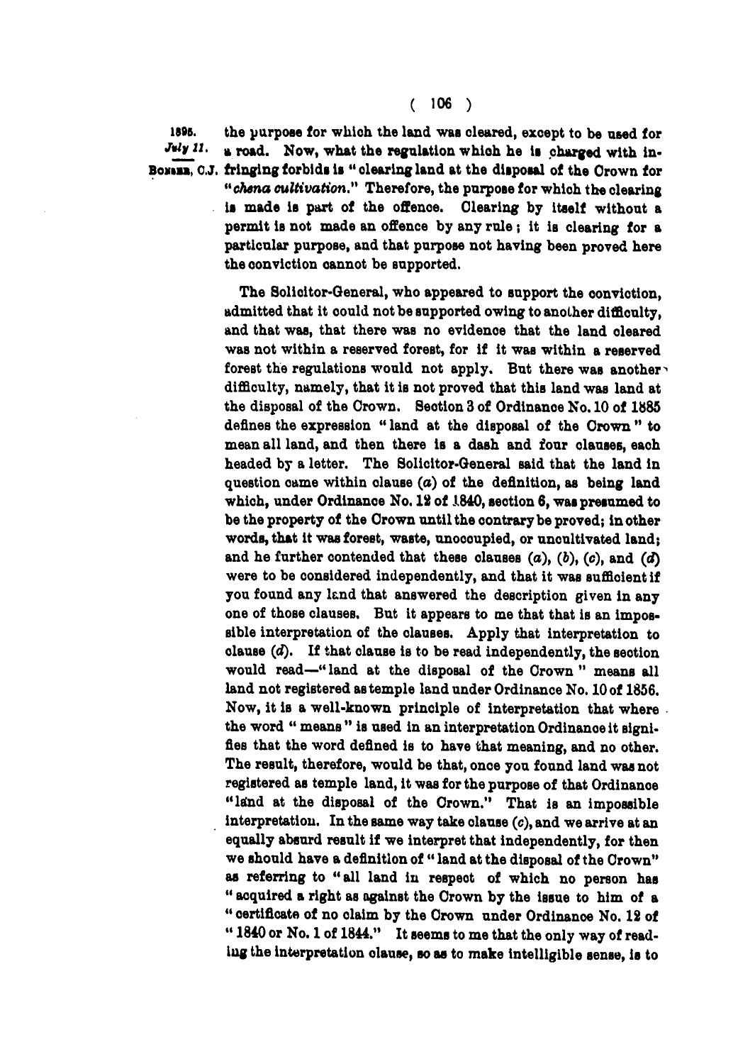1895. July 11. BONSER, C.J.

the purpose for which the land was cleared, except to be used for a road. Now, what the regulation which he is charged with infringing forbids is "clearing land at the disposal of the Crown for "*chena cultivation*." Therefore, the purpose for which the clearing is made is part of the offence. Clearing by itself without a permit is not made an offence by any rule; it is clearing for a particular purpose, and that purpose not having been proved here the conviction cannot be supported.

The Solicitor-General, who appeared to support the conviction, admitted that it could not be supported owing to another difficulty, and that was, that there was no evidence that the land cleared was not within a reserved forest, for if it was within a reserved forest the regulations would not apply. But there was another difficulty, namely, that it is not proved that this land was land at the disposal of the Crown. Section 3 of Ordinance No. 10 of 1885 defines the expression "land at the disposal of the Crown" to mean all land, and then there is a dash and four clauses, each headed by a letter. The Solicitor-General said that the land in question came within clause (*a*) of the definition, as being land which, under Ordinance No. 12 of 1840, section 6, was presumed to be the property of the Crown until the contrary be proved; in other words, that it was forest, waste, unoccupied, or uncultivated land; and he further contended that these clauses (*a*), (*b*), (*c*), and (*d*) were to be considered independently, and that it was sufficient if you found any land that answered the description given in any one of those clauses. But it appears to me that that is an impossible interpretation of the clauses. Apply that interpretation to clause (*d*). If that clause is to be read independently, the section would read—"land at the disposal of the Crown" means all land not registered as temple land under Ordinance No. 10 of 1856. Now, it is a well-known principle of interpretation that where the word "means" is used in an interpretation Ordinance it signifies that the word defined is to have that meaning, and no other. The result, therefore, would be that, once you found land was not registered as temple land, it was for the purpose of that Ordinance "land at the disposal of the Crown." That is an impossible interpretation. In the same way take clause (*c*), and we arrive at an equally absurd result if we interpret that independently, for then we should have a definition of "land at the disposal of the Crown" as referring to "all land in respect of which no person has "acquired a right as against the Crown by the issue to him of a "certificate of no claim by the Crown under Ordinance No. 12 of "1840 or No. 1 of 1844." It seems to me that the only way of reading the interpretation clause, so as to make intelligible sense, is to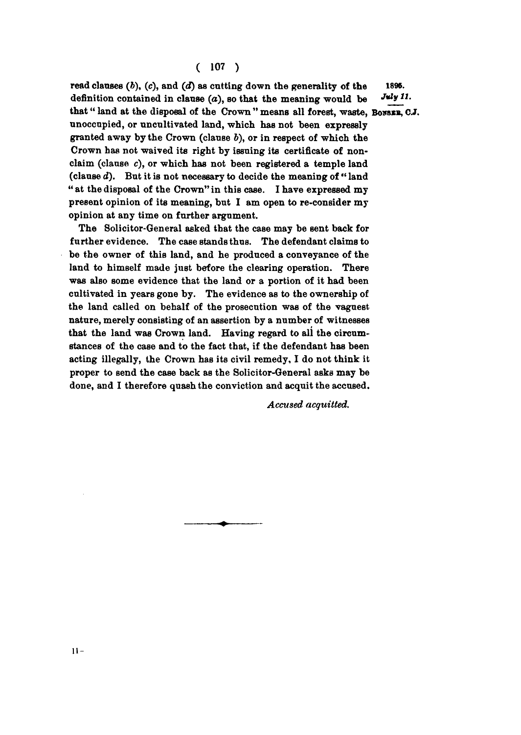read clauses (*b*), (*c*), and (*d*) as cutting down the generality of the definition contained in clause (*a*), so that the meaning would be that "land at the disposal of the Crown" means all forest, waste, unoccupied, or uncultivated land, which has not been expressly granted away by the Crown (clause *b*), or in respect of which the Crown has not waived its right by issuing its certificate of non-claim (clause *c*), or which has not been registered a temple land (clause *d*). But it is not necessary to decide the meaning of "land "at the disposal of the Crown" in this case. I have expressed my present opinion of its meaning, but I am open to re-consider my opinion at any time on further argument.

1896. *July 11.*

BONSER, C.J.

The Solicitor-General asked that the case may be sent back for further evidence. The case stands thus. The defendant claims to be the owner of this land, and he produced a conveyance of the land to himself made just before the clearing operation. There was also some evidence that the land or a portion of it had been cultivated in years gone by. The evidence as to the ownership of the land called on behalf of the prosecution was of the vaguest nature, merely consisting of an assertion by a number of witnesses that the land was Crown land. Having regard to all the circumstances of the case and to the fact that, if the defendant has been acting illegally, the Crown has its civil remedy, I do not think it proper to send the case back as the Solicitor-General asks may be done, and I therefore quash the conviction and acquit the accused.

*Accused acquitted.*